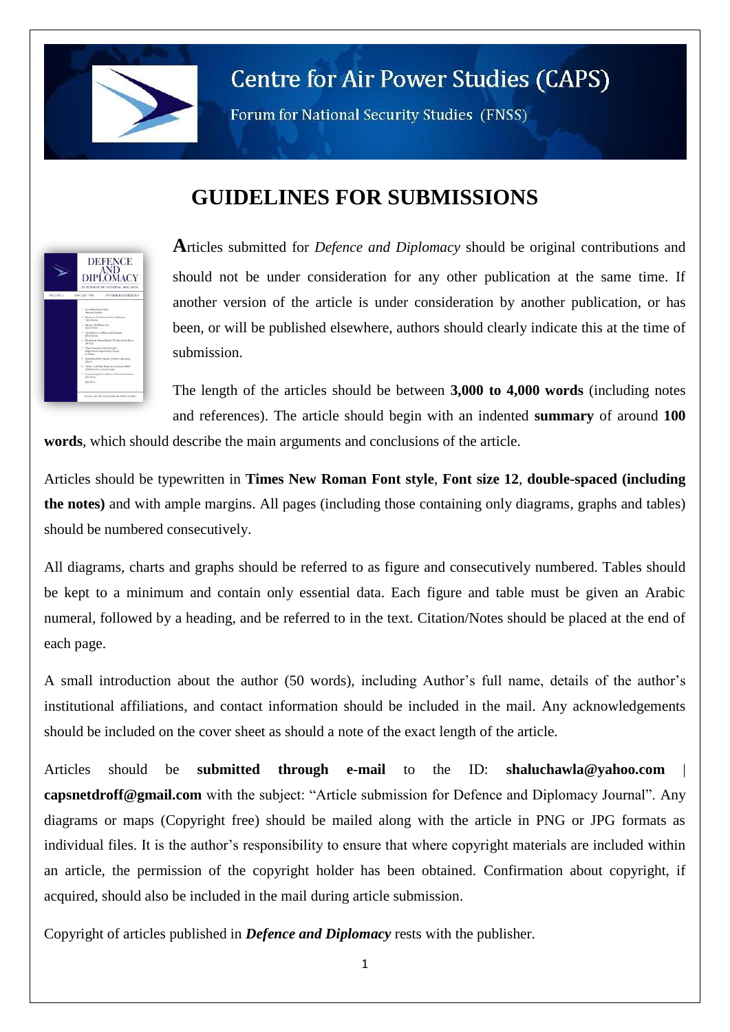# Centre for Air Power Studies (CAPS)

Forum for National Security Studies (FNSS)

## GUIDELINES FOR SUBMISSIONS

**A**rticles submitted for *Defence and Diplomacy* should be original contributions and should not be under consideration for any other publication at the same time. If another version of the article is under consideration by another publication, or has been, or will be published elsewhere, authors should clearly indicate this at the time of submission.

The length of the articles should be between **3,000 to 4,000 words** (including notes and references). The article should begin with an indented **summary** of around **100 words**, which should describe the main arguments and conclusions of the article.

Articles should be typewritten in **Times New Roman Font style**, **Font size 12**, **double-spaced (including the notes)** and with ample margins. All pages (including those containing only diagrams, graphs and tables) should be numbered consecutively.

All diagrams, charts and graphs should be referred to as figure and consecutively numbered. Tables should be kept to a minimum and contain only essential data. Each figure and table must be given an Arabic numeral, followed by a heading, and be referred to in the text. Citation/Notes should be placed at the end of each page.

A small introduction about the author (50 words), including Author's full name, details of the author's institutional affiliations, and contact information should be included in the mail. Any acknowledgements should be included on the cover sheet as should a note of the exact length of the article.

Articles should be **submitted through e-mail** to the ID: **shaluchawla@yahoo.com** | **capsnetdroff@gmail.com** with the subject: "Article submission for Defence and Diplomacy Journal". Any diagrams or maps (Copyright free) should be mailed along with the article in PNG or JPG formats as individual files. It is the author's responsibility to ensure that where copyright materials are included within an article, the permission of the copyright holder has been obtained. Confirmation about copyright, if acquired, should also be included in the mail during article submission.

Copyright of articles published in ***Defence and Diplomacy*** rests with the publisher.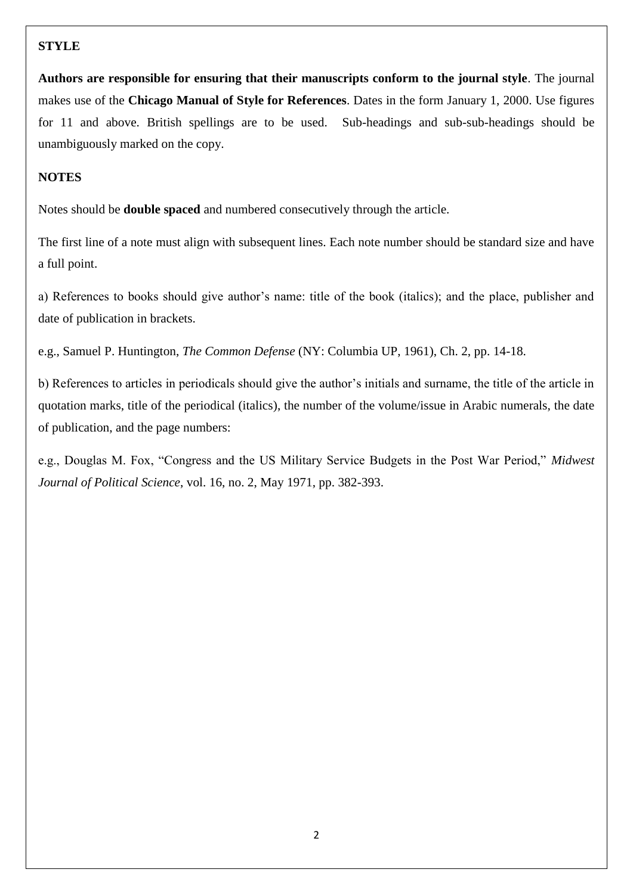## STYLE

**Authors are responsible for ensuring that their manuscripts conform to the journal style**. The journal makes use of the **Chicago Manual of Style for References**. Dates in the form January 1, 2000. Use figures for 11 and above. British spellings are to be used. Sub-headings and sub-sub-headings should be unambiguously marked on the copy.

## NOTES

Notes should be **double spaced** and numbered consecutively through the article.

The first line of a note must align with subsequent lines. Each note number should be standard size and have a full point.

a) References to books should give author's name: title of the book (italics); and the place, publisher and date of publication in brackets.

e.g., Samuel P. Huntington, *The Common Defense* (NY: Columbia UP, 1961), Ch. 2, pp. 14-18.

b) References to articles in periodicals should give the author's initials and surname, the title of the article in quotation marks, title of the periodical (italics), the number of the volume/issue in Arabic numerals, the date of publication, and the page numbers:

e.g., Douglas M. Fox, "Congress and the US Military Service Budgets in the Post War Period," *Midwest Journal of Political Science*, vol. 16, no. 2, May 1971, pp. 382-393.